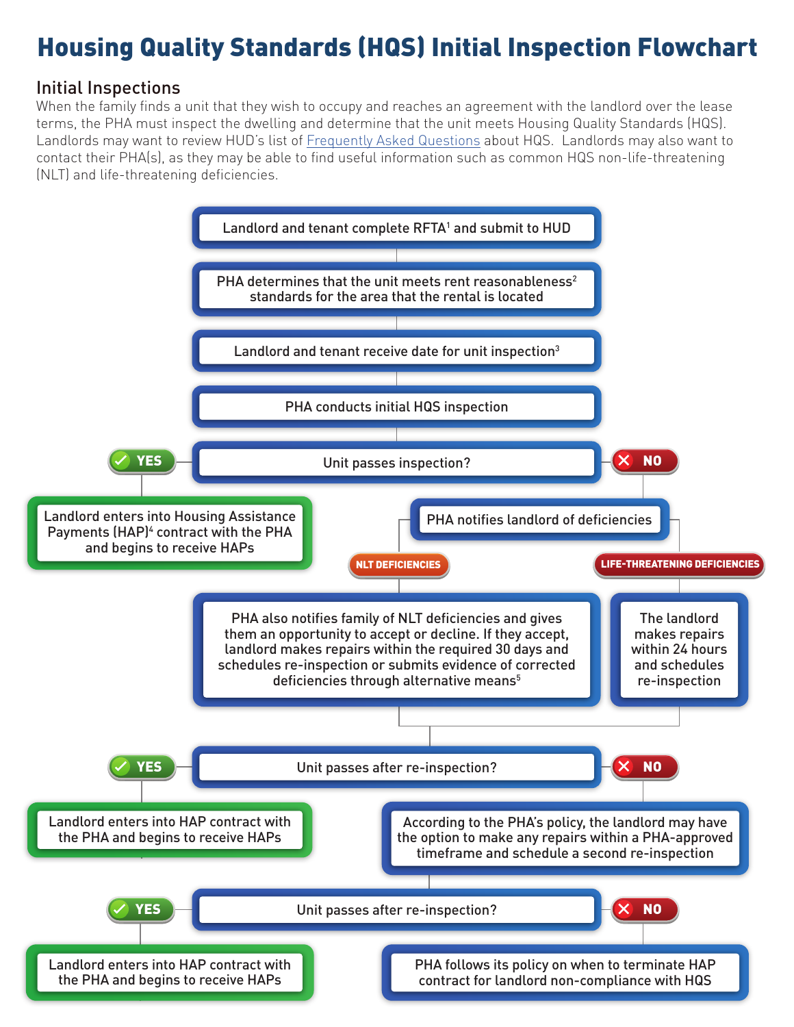# Housing Quality Standards (HQS) Initial Inspection Flowchart

## Initial Inspections

When the family finds a unit that they wish to occupy and reaches an agreement with the landlord over the lease terms, the PHA must inspect the dwelling and determine that the unit meets Housing Quality Standards (HQS). Landlords may want to review HUD's list of Frequently Asked Questions about HQS. Landlords may also want to contact their PHA(s), as they may be able to find useful information such as common HQS non-life-threatening (NLT) and life-threatening deficiencies.

1. Landlord and tenant complete RFTA[1] and submit to HUD
2. PHA determines that the unit meets rent reasonableness[2] standards for the area that the rental is located
3. Landlord and tenant receive date for unit inspection[3]
4. PHA conducts initial HQS inspection
5. **Unit passes inspection?**
   - **YES:** Landlord enters into Housing Assistance Payments (HAP)[4] contract with the PHA and begins to receive HAPs
   - **NO:** PHA notifies landlord of deficiencies
     - **NLT DEFICIENCIES:** PHA also notifies family of NLT deficiencies and gives them an opportunity to accept or decline. If they accept, landlord makes repairs within the required 30 days and schedules re-inspection or submits evidence of corrected deficiencies through alternative means[5]
     - **LIFE-THREATENING DEFICIENCIES:** The landlord makes repairs within 24 hours and schedules re-inspection
6. **Unit passes after re-inspection?**
   - **YES:** Landlord enters into HAP contract with the PHA and begins to receive HAPs
   - **NO:** According to the PHA's policy, the landlord may have the option to make any repairs within a PHA-approved timeframe and schedule a second re-inspection
7. **Unit passes after re-inspection?**
   - **YES:** Landlord enters into HAP contract with the PHA and begins to receive HAPs
   - **NO:** PHA follows its policy on when to terminate HAP contract for landlord non-compliance with HQS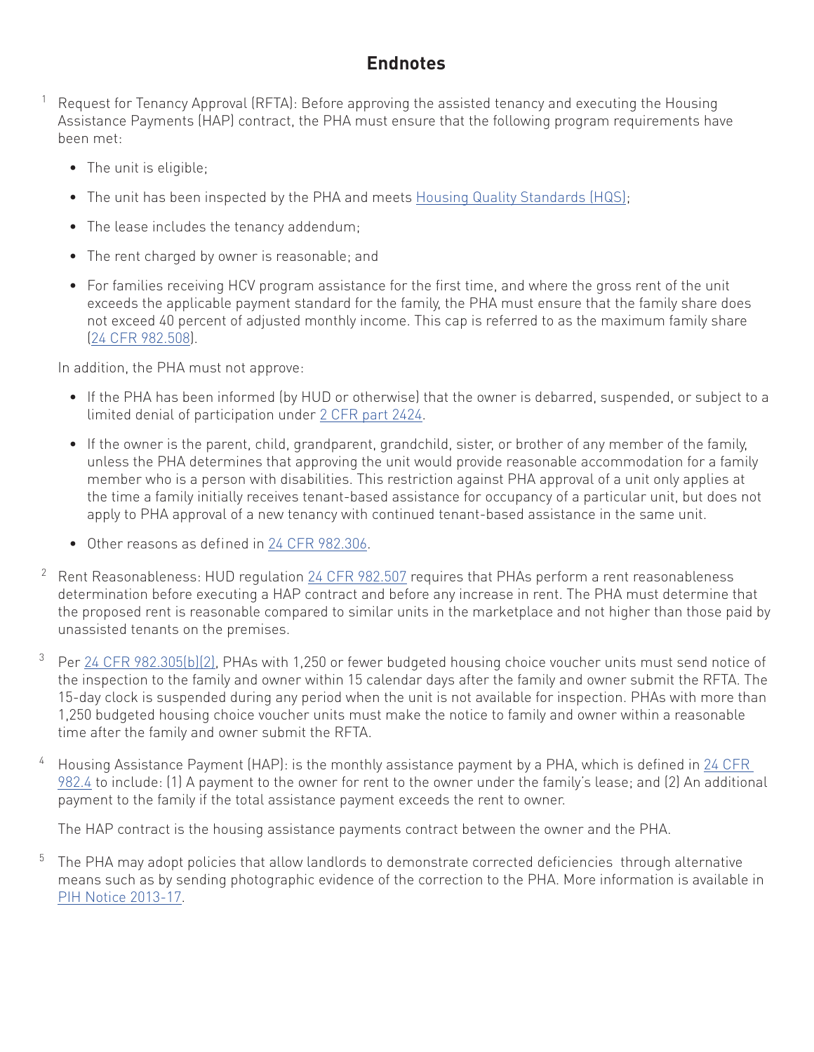## Endnotes

[1] Request for Tenancy Approval (RFTA): Before approving the assisted tenancy and executing the Housing Assistance Payments (HAP) contract, the PHA must ensure that the following program requirements have been met:

- The unit is eligible;
- The unit has been inspected by the PHA and meets Housing Quality Standards (HQS);
- The lease includes the tenancy addendum;
- The rent charged by owner is reasonable; and
- For families receiving HCV program assistance for the first time, and where the gross rent of the unit exceeds the applicable payment standard for the family, the PHA must ensure that the family share does not exceed 40 percent of adjusted monthly income. This cap is referred to as the maximum family share (24 CFR 982.508).

In addition, the PHA must not approve:

- If the PHA has been informed (by HUD or otherwise) that the owner is debarred, suspended, or subject to a limited denial of participation under 2 CFR part 2424.
- If the owner is the parent, child, grandparent, grandchild, sister, or brother of any member of the family, unless the PHA determines that approving the unit would provide reasonable accommodation for a family member who is a person with disabilities. This restriction against PHA approval of a unit only applies at the time a family initially receives tenant-based assistance for occupancy of a particular unit, but does not apply to PHA approval of a new tenancy with continued tenant-based assistance in the same unit.
- Other reasons as defined in 24 CFR 982.306.

[2] Rent Reasonableness: HUD regulation 24 CFR 982.507 requires that PHAs perform a rent reasonableness determination before executing a HAP contract and before any increase in rent. The PHA must determine that the proposed rent is reasonable compared to similar units in the marketplace and not higher than those paid by unassisted tenants on the premises.

[3] Per 24 CFR 982.305(b)(2), PHAs with 1,250 or fewer budgeted housing choice voucher units must send notice of the inspection to the family and owner within 15 calendar days after the family and owner submit the RFTA. The 15-day clock is suspended during any period when the unit is not available for inspection. PHAs with more than 1,250 budgeted housing choice voucher units must make the notice to family and owner within a reasonable time after the family and owner submit the RFTA.

[4] Housing Assistance Payment (HAP): is the monthly assistance payment by a PHA, which is defined in 24 CFR 982.4 to include: (1) A payment to the owner for rent to the owner under the family's lease; and (2) An additional payment to the family if the total assistance payment exceeds the rent to owner.

The HAP contract is the housing assistance payments contract between the owner and the PHA.

[5] The PHA may adopt policies that allow landlords to demonstrate corrected deficiencies through alternative means such as by sending photographic evidence of the correction to the PHA. More information is available in PIH Notice 2013-17.